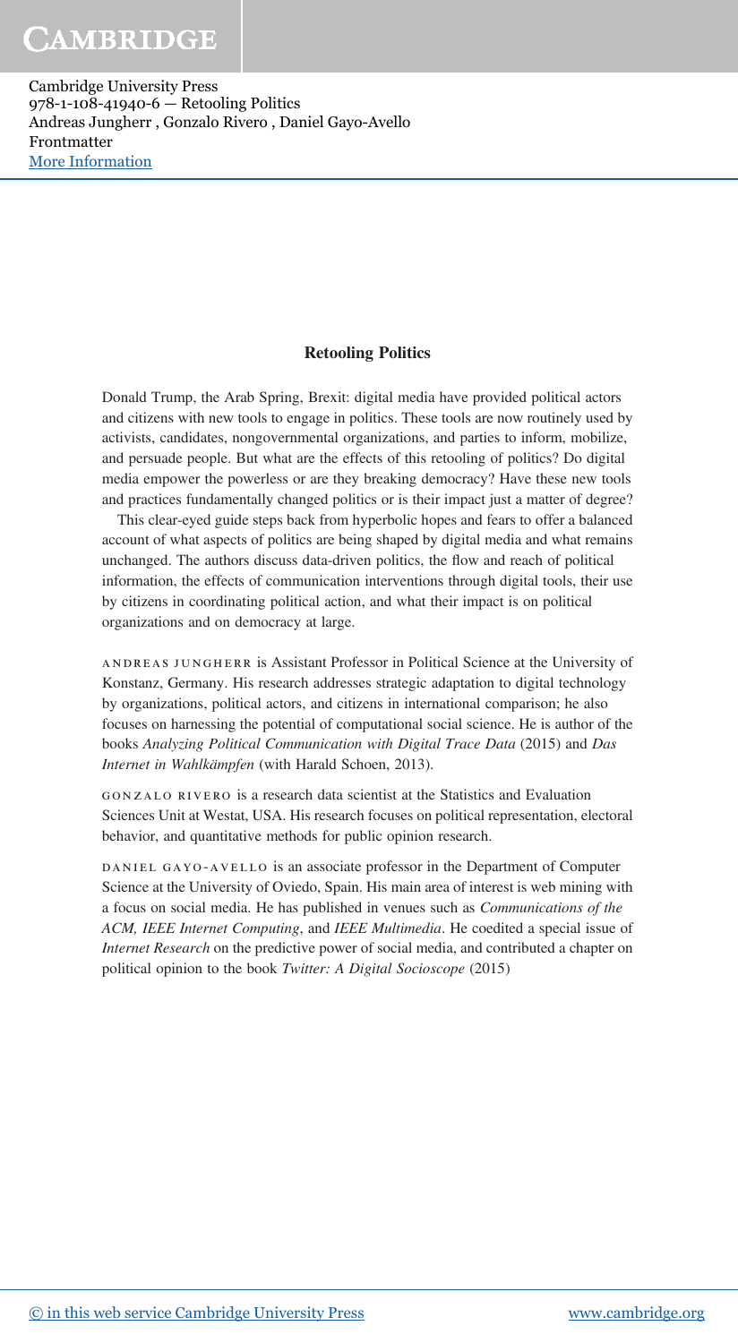# Retooling Politics

Donald Trump, the Arab Spring, Brexit: digital media have provided political actors and citizens with new tools to engage in politics. These tools are now routinely used by activists, candidates, nongovernmental organizations, and parties to inform, mobilize, and persuade people. But what are the effects of this retooling of politics? Do digital media empower the powerless or are they breaking democracy? Have these new tools and practices fundamentally changed politics or is their impact just a matter of degree?

This clear-eyed guide steps back from hyperbolic hopes and fears to offer a balanced account of what aspects of politics are being shaped by digital media and what remains unchanged. The authors discuss data-driven politics, the flow and reach of political information, the effects of communication interventions through digital tools, their use by citizens in coordinating political action, and what their impact is on political organizations and on democracy at large.

ANDREAS JUNGHERR is Assistant Professor in Political Science at the University of Konstanz, Germany. His research addresses strategic adaptation to digital technology by organizations, political actors, and citizens in international comparison; he also focuses on harnessing the potential of computational social science. He is author of the books *Analyzing Political Communication with Digital Trace Data* (2015) and *Das Internet in Wahlkämpfen* (with Harald Schoen, 2013).

GONZALO RIVERO is a research data scientist at the Statistics and Evaluation Sciences Unit at Westat, USA. His research focuses on political representation, electoral behavior, and quantitative methods for public opinion research.

DANIEL GAYO-AVELLO is an associate professor in the Department of Computer Science at the University of Oviedo, Spain. His main area of interest is web mining with a focus on social media. He has published in venues such as *Communications of the ACM, IEEE Internet Computing*, and *IEEE Multimedia*. He coedited a special issue of *Internet Research* on the predictive power of social media, and contributed a chapter on political opinion to the book *Twitter: A Digital Socioscope* (2015)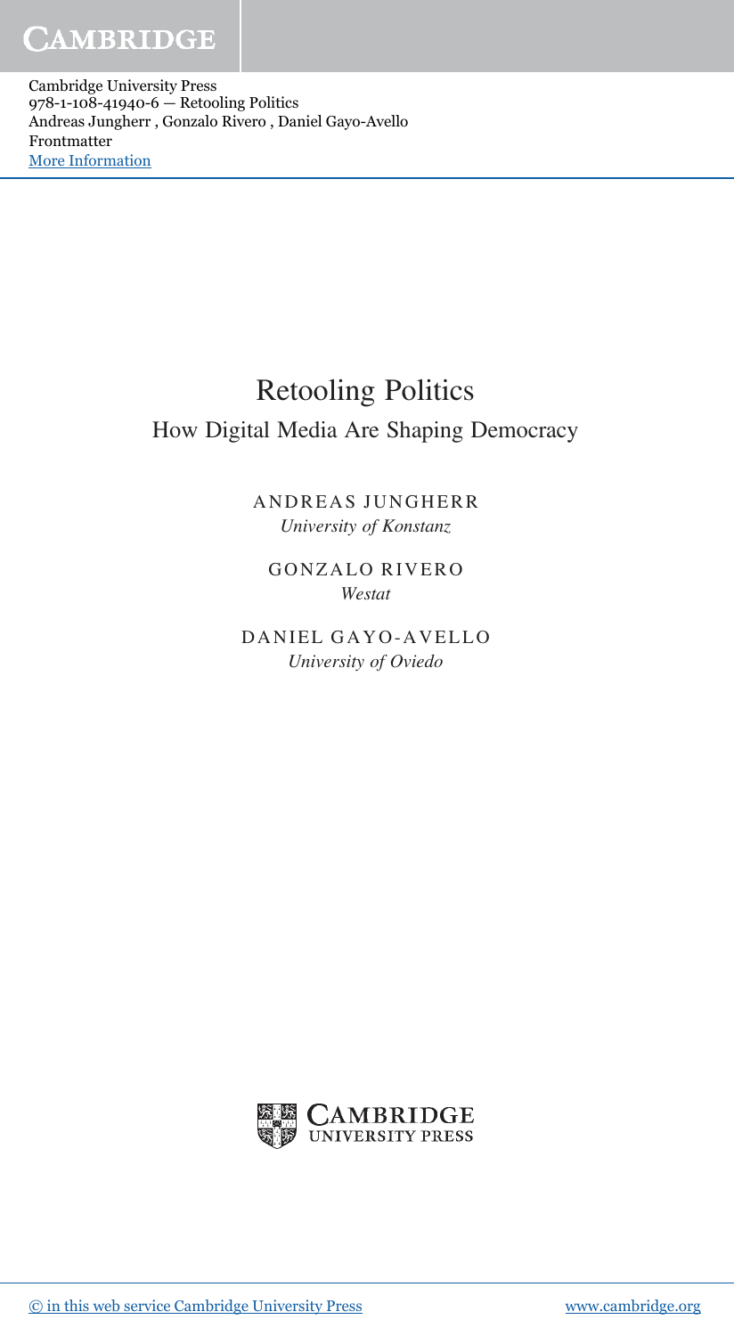# Retooling Politics

## How Digital Media Are Shaping Democracy

ANDREAS JUNGHERR
*University of Konstanz*

GONZALO RIVERO
*Westat*

DANIEL GAYO-AVELLO
*University of Oviedo*

CAMBRIDGE UNIVERSITY PRESS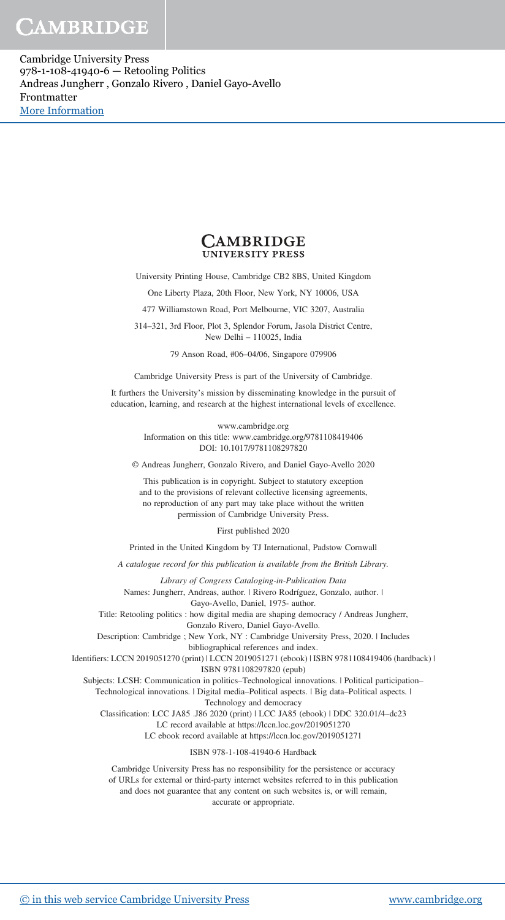**CAMBRIDGE**
**UNIVERSITY PRESS**

University Printing House, Cambridge CB2 8BS, United Kingdom

One Liberty Plaza, 20th Floor, New York, NY 10006, USA

477 Williamstown Road, Port Melbourne, VIC 3207, Australia

314–321, 3rd Floor, Plot 3, Splendor Forum, Jasola District Centre, New Delhi – 110025, India

79 Anson Road, #06–04/06, Singapore 079906

Cambridge University Press is part of the University of Cambridge.

It furthers the University's mission by disseminating knowledge in the pursuit of education, learning, and research at the highest international levels of excellence.

www.cambridge.org
Information on this title: www.cambridge.org/9781108419406
DOI: 10.1017/9781108297820

© Andreas Jungherr, Gonzalo Rivero, and Daniel Gayo-Avello 2020

This publication is in copyright. Subject to statutory exception and to the provisions of relevant collective licensing agreements, no reproduction of any part may take place without the written permission of Cambridge University Press.

First published 2020

Printed in the United Kingdom by TJ International, Padstow Cornwall

*A catalogue record for this publication is available from the British Library.*

*Library of Congress Cataloging-in-Publication Data*
Names: Jungherr, Andreas, author. | Rivero Rodríguez, Gonzalo, author. | Gayo-Avello, Daniel, 1975- author.
Title: Retooling politics : how digital media are shaping democracy / Andreas Jungherr, Gonzalo Rivero, Daniel Gayo-Avello.
Description: Cambridge ; New York, NY : Cambridge University Press, 2020. | Includes bibliographical references and index.
Identifiers: LCCN 2019051270 (print) | LCCN 2019051271 (ebook) | ISBN 9781108419406 (hardback) | ISBN 9781108297820 (epub)
Subjects: LCSH: Communication in politics–Technological innovations. | Political participation–Technological innovations. | Digital media–Political aspects. | Big data–Political aspects. | Technology and democracy
Classification: LCC JA85 .J86 2020 (print) | LCC JA85 (ebook) | DDC 320.01/4–dc23
LC record available at https://lccn.loc.gov/2019051270
LC ebook record available at https://lccn.loc.gov/2019051271

ISBN 978-1-108-41940-6 Hardback

Cambridge University Press has no responsibility for the persistence or accuracy of URLs for external or third-party internet websites referred to in this publication and does not guarantee that any content on such websites is, or will remain, accurate or appropriate.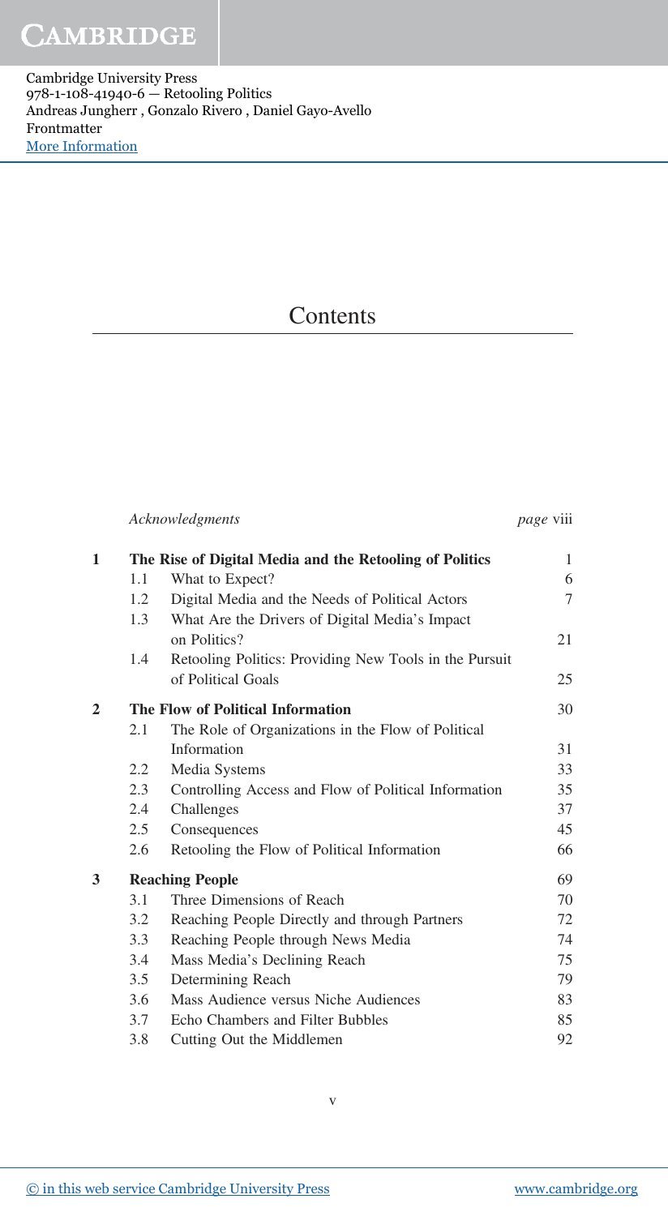# Contents

| | | | |
|---|---|---|---|
| | *Acknowledgments* | | *page* viii |
| **1** | **The Rise of Digital Media and the Retooling of Politics** | | 1 |
| | 1.1 | What to Expect? | 6 |
| | 1.2 | Digital Media and the Needs of Political Actors | 7 |
| | 1.3 | What Are the Drivers of Digital Media's Impact on Politics? | 21 |
| | 1.4 | Retooling Politics: Providing New Tools in the Pursuit of Political Goals | 25 |
| **2** | **The Flow of Political Information** | | 30 |
| | 2.1 | The Role of Organizations in the Flow of Political Information | 31 |
| | 2.2 | Media Systems | 33 |
| | 2.3 | Controlling Access and Flow of Political Information | 35 |
| | 2.4 | Challenges | 37 |
| | 2.5 | Consequences | 45 |
| | 2.6 | Retooling the Flow of Political Information | 66 |
| **3** | **Reaching People** | | 69 |
| | 3.1 | Three Dimensions of Reach | 70 |
| | 3.2 | Reaching People Directly and through Partners | 72 |
| | 3.3 | Reaching People through News Media | 74 |
| | 3.4 | Mass Media's Declining Reach | 75 |
| | 3.5 | Determining Reach | 79 |
| | 3.6 | Mass Audience versus Niche Audiences | 83 |
| | 3.7 | Echo Chambers and Filter Bubbles | 85 |
| | 3.8 | Cutting Out the Middlemen | 92 |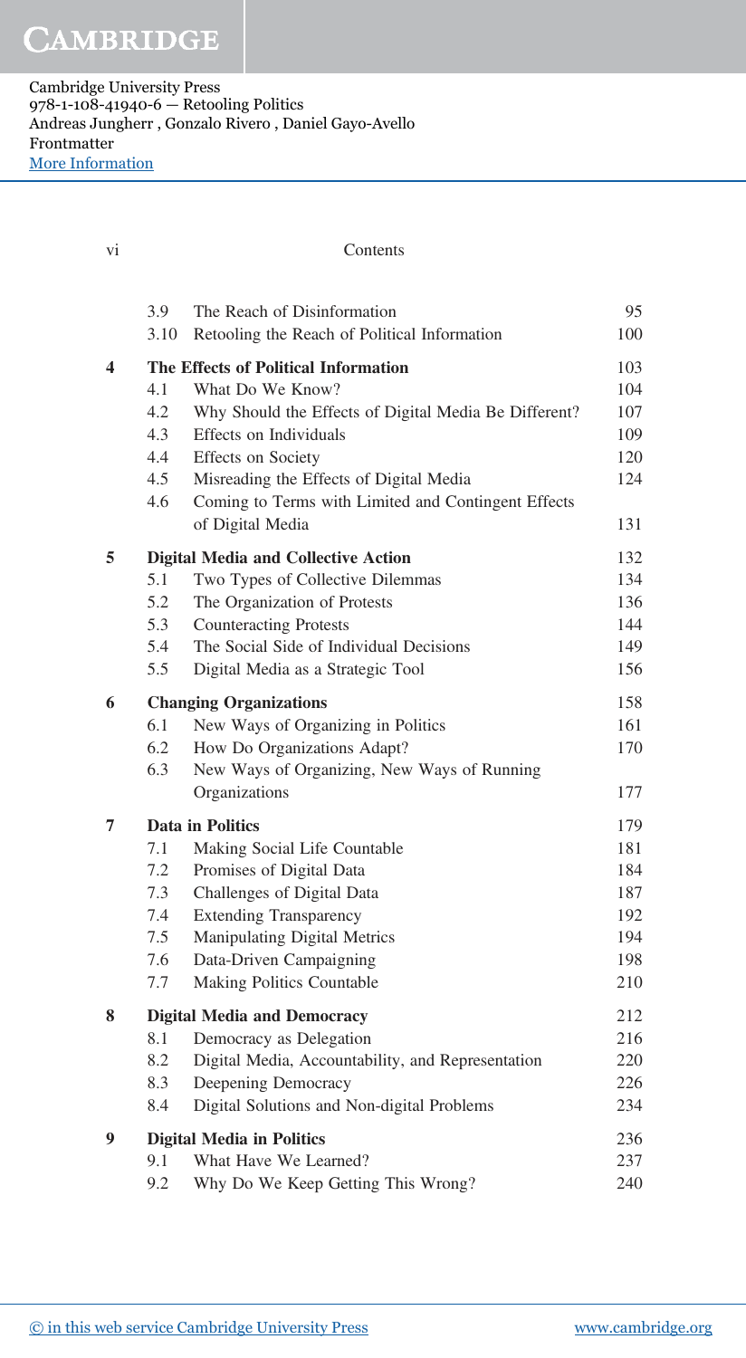| | | |
|---|---|---|
| 3.9 | The Reach of Disinformation | 95 |
| 3.10 | Retooling the Reach of Political Information | 100 |
| **4** | **The Effects of Political Information** | 103 |
| 4.1 | What Do We Know? | 104 |
| 4.2 | Why Should the Effects of Digital Media Be Different? | 107 |
| 4.3 | Effects on Individuals | 109 |
| 4.4 | Effects on Society | 120 |
| 4.5 | Misreading the Effects of Digital Media | 124 |
| 4.6 | Coming to Terms with Limited and Contingent Effects of Digital Media | 131 |
| **5** | **Digital Media and Collective Action** | 132 |
| 5.1 | Two Types of Collective Dilemmas | 134 |
| 5.2 | The Organization of Protests | 136 |
| 5.3 | Counteracting Protests | 144 |
| 5.4 | The Social Side of Individual Decisions | 149 |
| 5.5 | Digital Media as a Strategic Tool | 156 |
| **6** | **Changing Organizations** | 158 |
| 6.1 | New Ways of Organizing in Politics | 161 |
| 6.2 | How Do Organizations Adapt? | 170 |
| 6.3 | New Ways of Organizing, New Ways of Running Organizations | 177 |
| **7** | **Data in Politics** | 179 |
| 7.1 | Making Social Life Countable | 181 |
| 7.2 | Promises of Digital Data | 184 |
| 7.3 | Challenges of Digital Data | 187 |
| 7.4 | Extending Transparency | 192 |
| 7.5 | Manipulating Digital Metrics | 194 |
| 7.6 | Data-Driven Campaigning | 198 |
| 7.7 | Making Politics Countable | 210 |
| **8** | **Digital Media and Democracy** | 212 |
| 8.1 | Democracy as Delegation | 216 |
| 8.2 | Digital Media, Accountability, and Representation | 220 |
| 8.3 | Deepening Democracy | 226 |
| 8.4 | Digital Solutions and Non-digital Problems | 234 |
| **9** | **Digital Media in Politics** | 236 |
| 9.1 | What Have We Learned? | 237 |
| 9.2 | Why Do We Keep Getting This Wrong? | 240 |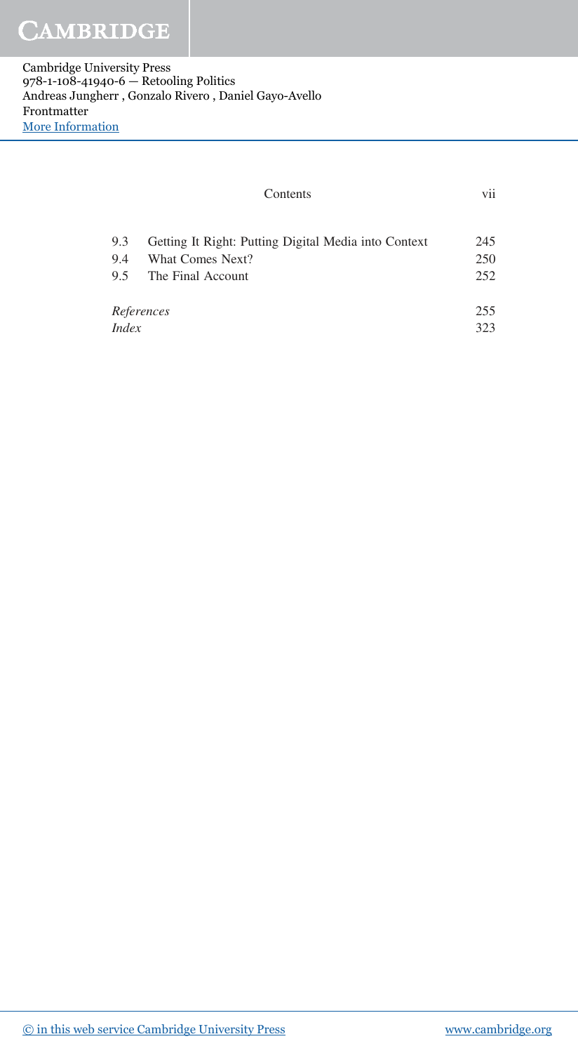| | | |
|---|---|---|
| 9.3 | Getting It Right: Putting Digital Media into Context | 245 |
| 9.4 | What Comes Next? | 250 |
| 9.5 | The Final Account | 252 |
| *References* | | 255 |
| *Index* | | 323 |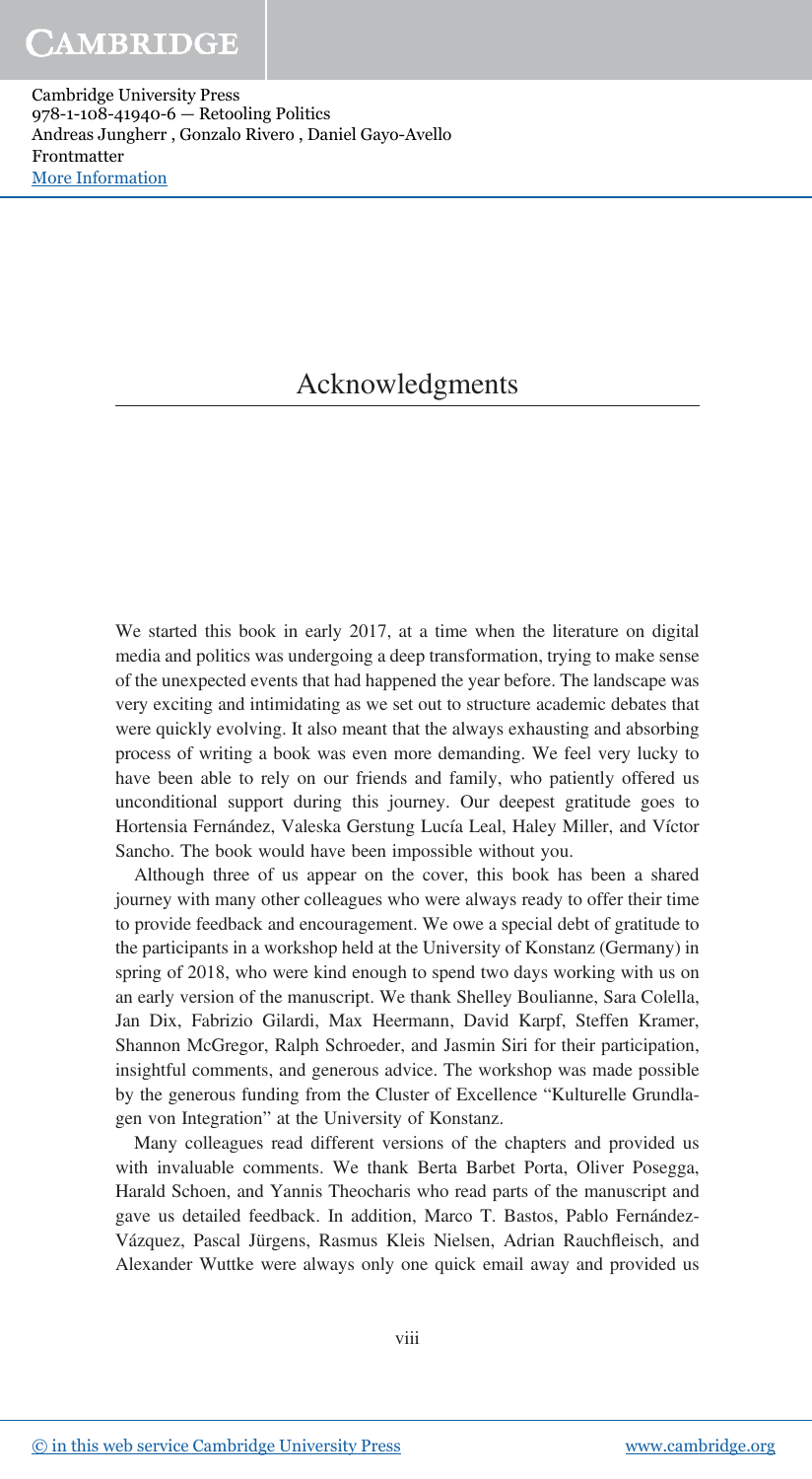# Acknowledgments

We started this book in early 2017, at a time when the literature on digital media and politics was undergoing a deep transformation, trying to make sense of the unexpected events that had happened the year before. The landscape was very exciting and intimidating as we set out to structure academic debates that were quickly evolving. It also meant that the always exhausting and absorbing process of writing a book was even more demanding. We feel very lucky to have been able to rely on our friends and family, who patiently offered us unconditional support during this journey. Our deepest gratitude goes to Hortensia Fernández, Valeska Gerstung Lucía Leal, Haley Miller, and Víctor Sancho. The book would have been impossible without you.

Although three of us appear on the cover, this book has been a shared journey with many other colleagues who were always ready to offer their time to provide feedback and encouragement. We owe a special debt of gratitude to the participants in a workshop held at the University of Konstanz (Germany) in spring of 2018, who were kind enough to spend two days working with us on an early version of the manuscript. We thank Shelley Boulianne, Sara Colella, Jan Dix, Fabrizio Gilardi, Max Heermann, David Karpf, Steffen Kramer, Shannon McGregor, Ralph Schroeder, and Jasmin Siri for their participation, insightful comments, and generous advice. The workshop was made possible by the generous funding from the Cluster of Excellence "Kulturelle Grundlagen von Integration" at the University of Konstanz.

Many colleagues read different versions of the chapters and provided us with invaluable comments. We thank Berta Barbet Porta, Oliver Posegga, Harald Schoen, and Yannis Theocharis who read parts of the manuscript and gave us detailed feedback. In addition, Marco T. Bastos, Pablo Fernández-Vázquez, Pascal Jürgens, Rasmus Kleis Nielsen, Adrian Rauchfleisch, and Alexander Wuttke were always only one quick email away and provided us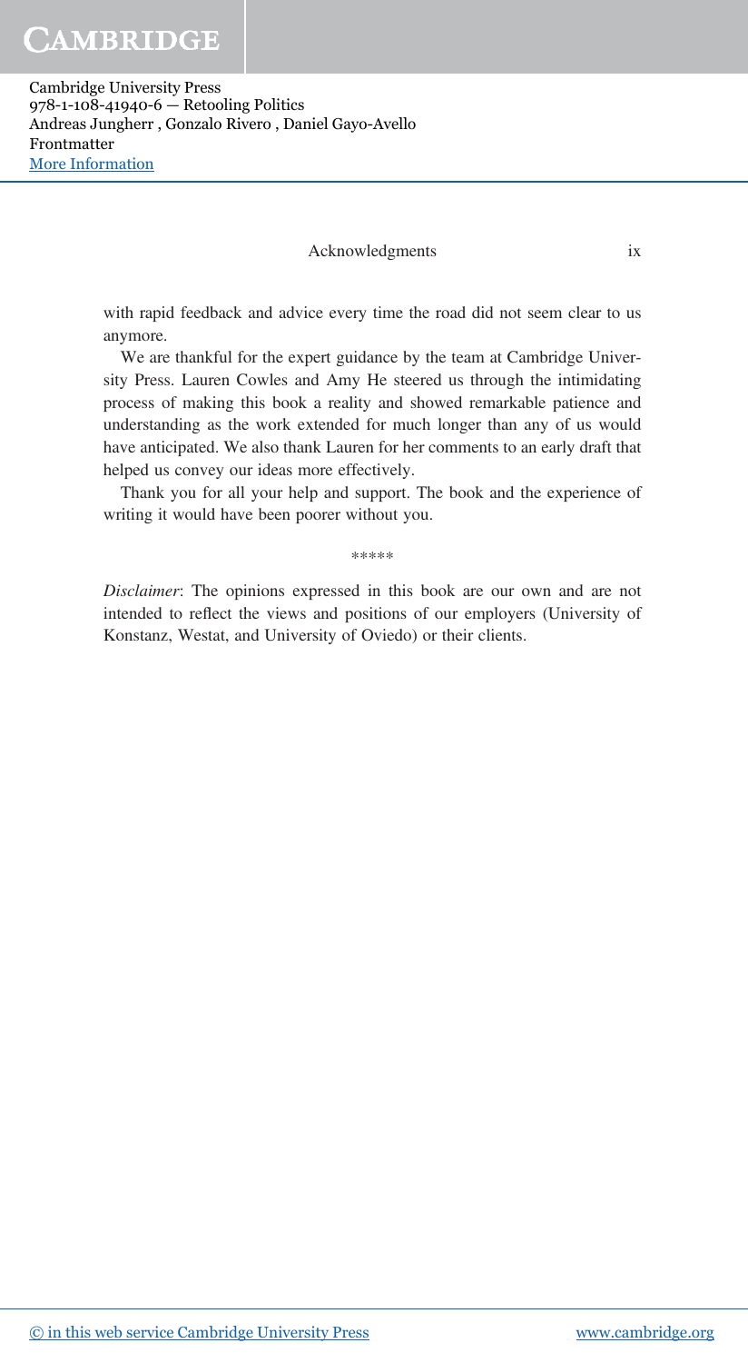with rapid feedback and advice every time the road did not seem clear to us anymore.

We are thankful for the expert guidance by the team at Cambridge University Press. Lauren Cowles and Amy He steered us through the intimidating process of making this book a reality and showed remarkable patience and understanding as the work extended for much longer than any of us would have anticipated. We also thank Lauren for her comments to an early draft that helped us convey our ideas more effectively.

Thank you for all your help and support. The book and the experience of writing it would have been poorer without you.

*****

*Disclaimer*: The opinions expressed in this book are our own and are not intended to reflect the views and positions of our employers (University of Konstanz, Westat, and University of Oviedo) or their clients.